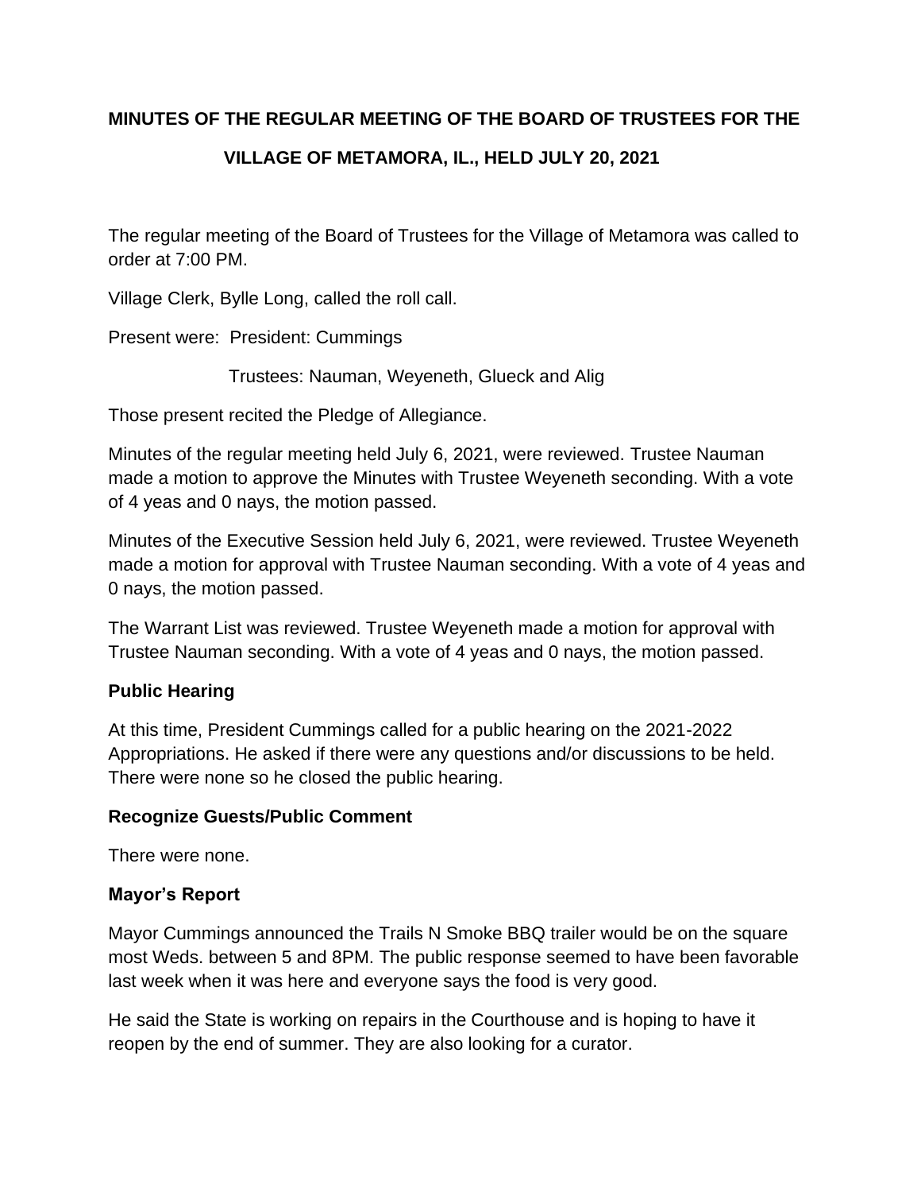**MINUTES OF THE REGULAR MEETING OF THE BOARD OF TRUSTEES FOR THE VILLAGE OF METAMORA, IL., HELD JULY 20, 2021**

The regular meeting of the Board of Trustees for the Village of Metamora was called to order at 7:00 PM.

Village Clerk, Bylle Long, called the roll call.

Present were: President: Cummings

Trustees: Nauman, Weyeneth, Glueck and Alig

Those present recited the Pledge of Allegiance.

Minutes of the regular meeting held July 6, 2021, were reviewed. Trustee Nauman made a motion to approve the Minutes with Trustee Weyeneth seconding. With a vote of 4 yeas and 0 nays, the motion passed.

Minutes of the Executive Session held July 6, 2021, were reviewed. Trustee Weyeneth made a motion for approval with Trustee Nauman seconding. With a vote of 4 yeas and 0 nays, the motion passed.

The Warrant List was reviewed. Trustee Weyeneth made a motion for approval with Trustee Nauman seconding. With a vote of 4 yeas and 0 nays, the motion passed.

**Public Hearing**

At this time, President Cummings called for a public hearing on the 2021-2022 Appropriations. He asked if there were any questions and/or discussions to be held. There were none so he closed the public hearing.

**Recognize Guests/Public Comment**

There were none.

**Mayor's Report**

Mayor Cummings announced the Trails N Smoke BBQ trailer would be on the square most Weds. between 5 and 8PM. The public response seemed to have been favorable last week when it was here and everyone says the food is very good.

He said the State is working on repairs in the Courthouse and is hoping to have it reopen by the end of summer. They are also looking for a curator.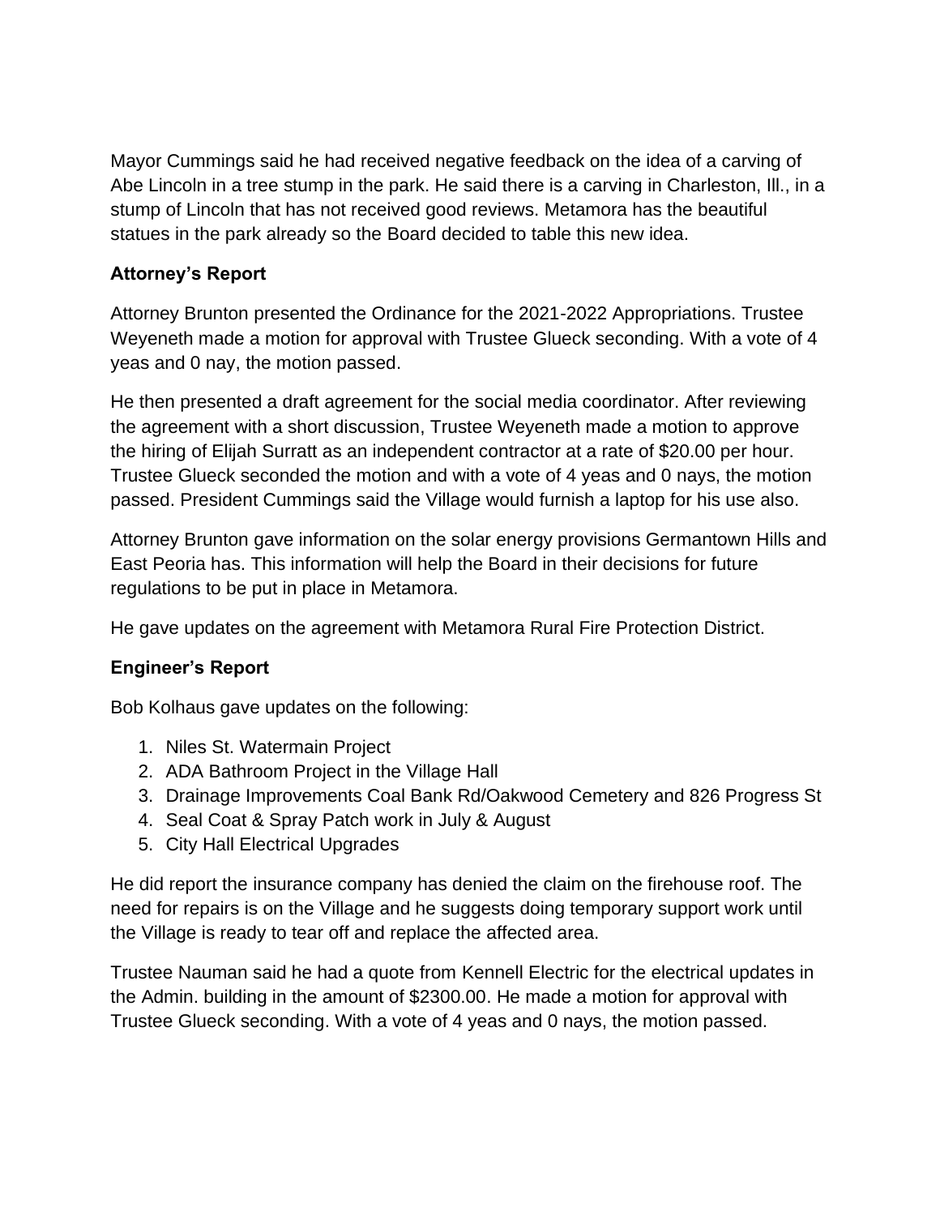Mayor Cummings said he had received negative feedback on the idea of a carving of Abe Lincoln in a tree stump in the park. He said there is a carving in Charleston, Ill., in a stump of Lincoln that has not received good reviews. Metamora has the beautiful statues in the park already so the Board decided to table this new idea.

**Attorney's Report**

Attorney Brunton presented the Ordinance for the 2021-2022 Appropriations. Trustee Weyeneth made a motion for approval with Trustee Glueck seconding. With a vote of 4 yeas and 0 nay, the motion passed.

He then presented a draft agreement for the social media coordinator. After reviewing the agreement with a short discussion, Trustee Weyeneth made a motion to approve the hiring of Elijah Surratt as an independent contractor at a rate of $20.00 per hour. Trustee Glueck seconded the motion and with a vote of 4 yeas and 0 nays, the motion passed. President Cummings said the Village would furnish a laptop for his use also.

Attorney Brunton gave information on the solar energy provisions Germantown Hills and East Peoria has. This information will help the Board in their decisions for future regulations to be put in place in Metamora.

He gave updates on the agreement with Metamora Rural Fire Protection District.

**Engineer's Report**

Bob Kolhaus gave updates on the following:

1. Niles St. Watermain Project
2. ADA Bathroom Project in the Village Hall
3. Drainage Improvements Coal Bank Rd/Oakwood Cemetery and 826 Progress St
4. Seal Coat & Spray Patch work in July & August
5. City Hall Electrical Upgrades

He did report the insurance company has denied the claim on the firehouse roof. The need for repairs is on the Village and he suggests doing temporary support work until the Village is ready to tear off and replace the affected area.

Trustee Nauman said he had a quote from Kennell Electric for the electrical updates in the Admin. building in the amount of $2300.00. He made a motion for approval with Trustee Glueck seconding. With a vote of 4 yeas and 0 nays, the motion passed.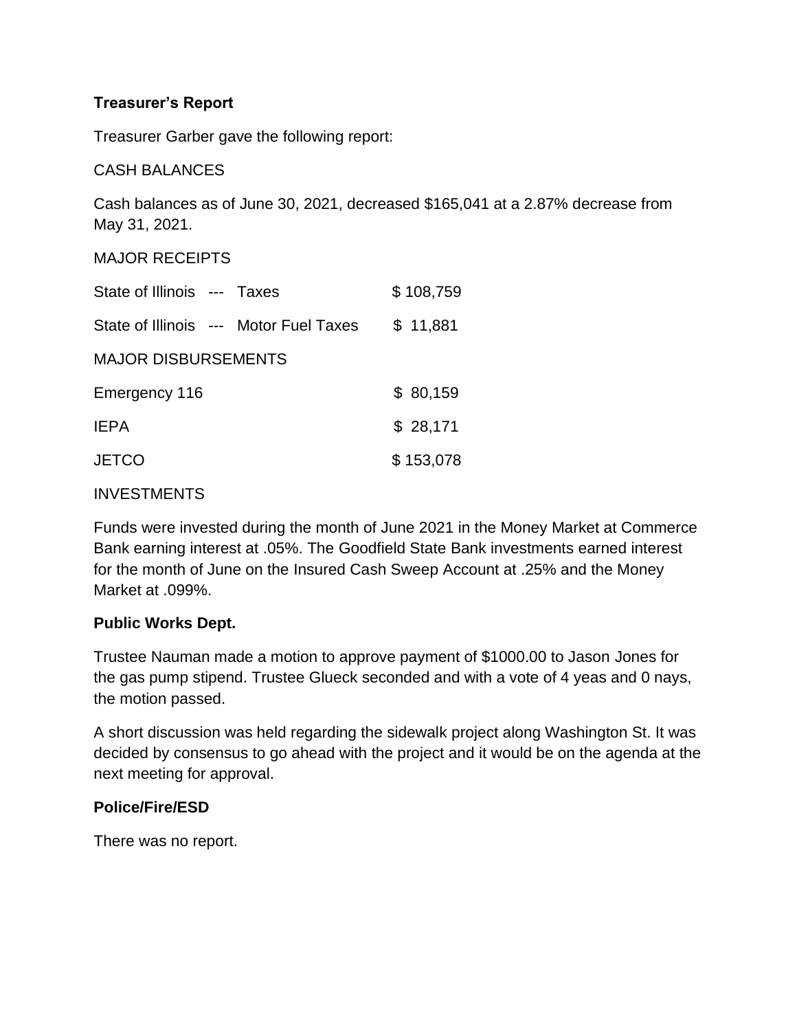**Treasurer's Report**

Treasurer Garber gave the following report:

CASH BALANCES

Cash balances as of June 30, 2021, decreased $165,041 at a 2.87% decrease from May 31, 2021.

MAJOR RECEIPTS

| | |
|---|---|
| State of Illinois --- Taxes | $ 108,759 |
| State of Illinois --- Motor Fuel Taxes | $ 11,881 |

MAJOR DISBURSEMENTS

| | |
|---|---|
| Emergency 116 | $ 80,159 |
| IEPA | $ 28,171 |
| JETCO | $ 153,078 |

INVESTMENTS

Funds were invested during the month of June 2021 in the Money Market at Commerce Bank earning interest at .05%. The Goodfield State Bank investments earned interest for the month of June on the Insured Cash Sweep Account at .25% and the Money Market at .099%.

**Public Works Dept.**

Trustee Nauman made a motion to approve payment of $1000.00 to Jason Jones for the gas pump stipend. Trustee Glueck seconded and with a vote of 4 yeas and 0 nays, the motion passed.

A short discussion was held regarding the sidewalk project along Washington St. It was decided by consensus to go ahead with the project and it would be on the agenda at the next meeting for approval.

**Police/Fire/ESD**

There was no report.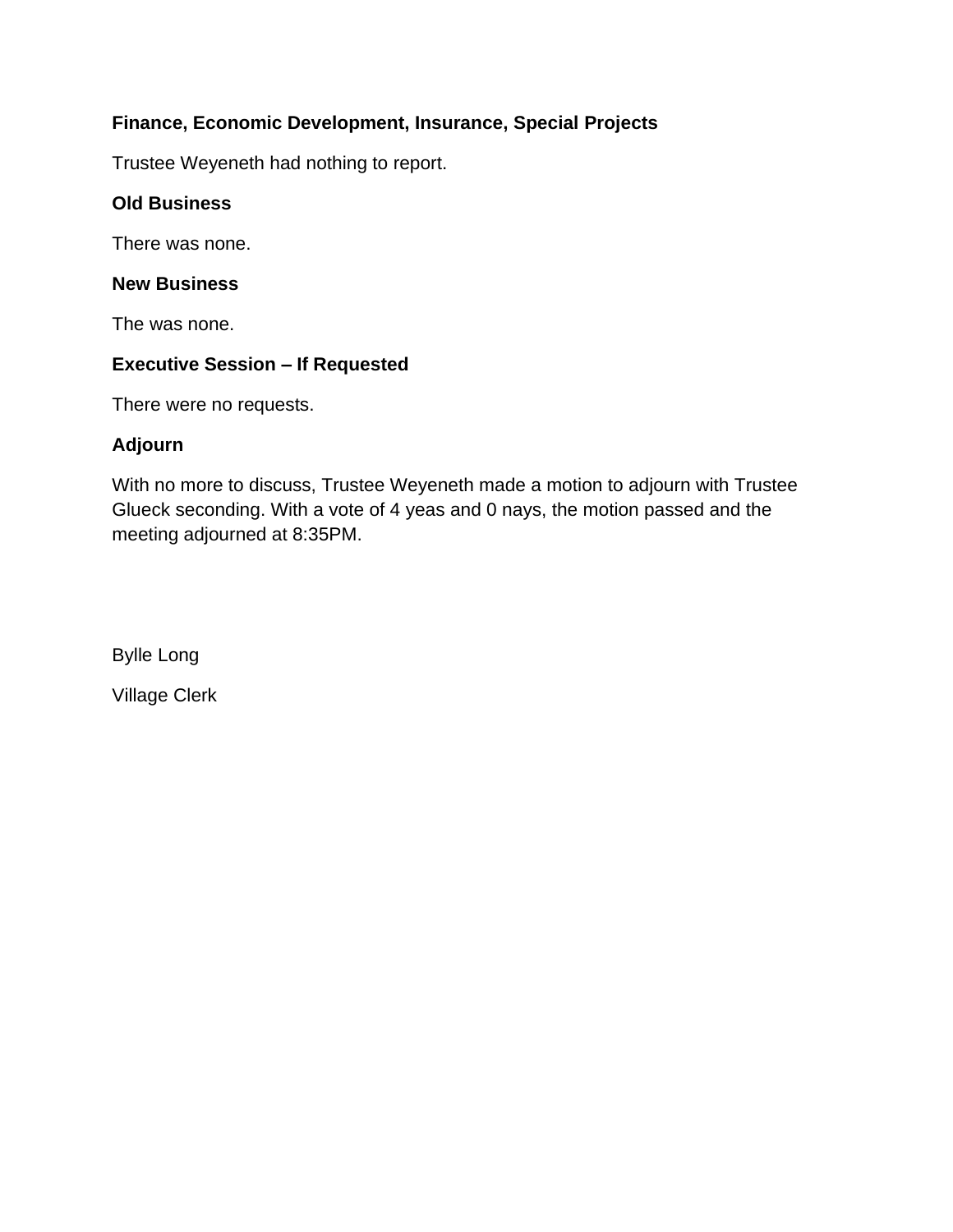**Finance, Economic Development, Insurance, Special Projects**

Trustee Weyeneth had nothing to report.

**Old Business**

There was none.

**New Business**

The was none.

**Executive Session – If Requested**

There were no requests.

**Adjourn**

With no more to discuss, Trustee Weyeneth made a motion to adjourn with Trustee Glueck seconding. With a vote of 4 yeas and 0 nays, the motion passed and the meeting adjourned at 8:35PM.

Bylle Long

Village Clerk